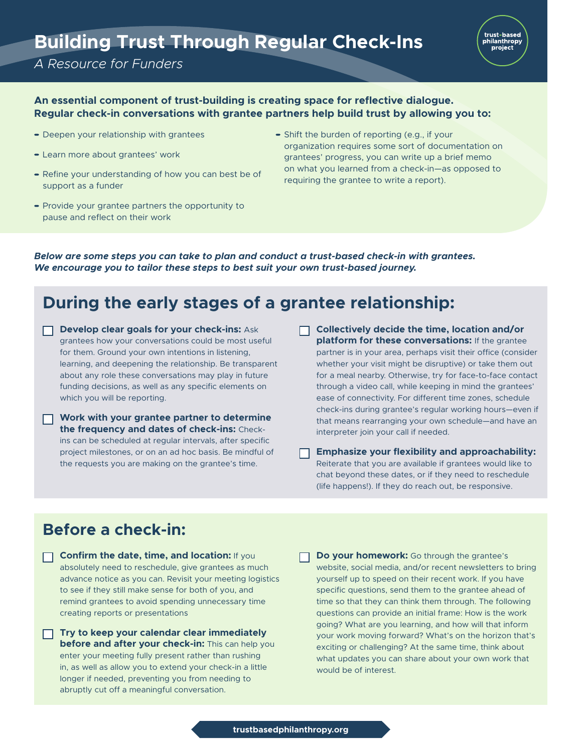# Building Trust Through Regular Check-Ins

*A Resource for Funders*

trust-based philanthropy project

**An essential component of trust-building is creating space for reflective dialogue. Regular check-in conversations with grantee partners help build trust by allowing you to:**

- Deepen your relationship with grantees
- Learn more about grantees' work
- Refine your understanding of how you can best be of support as a funder
- Provide your grantee partners the opportunity to pause and reflect on their work
- Shift the burden of reporting (e.g., if your organization requires some sort of documentation on grantees' progress, you can write up a brief memo on what you learned from a check-in—as opposed to requiring the grantee to write a report).

***Below are some steps you can take to plan and conduct a trust-based check-in with grantees. We encourage you to tailor these steps to best suit your own trust-based journey.***

## During the early stages of a grantee relationship:

- [ ] **Develop clear goals for your check-ins:** Ask grantees how your conversations could be most useful for them. Ground your own intentions in listening, learning, and deepening the relationship. Be transparent about any role these conversations may play in future funding decisions, as well as any specific elements on which you will be reporting.
- [ ] **Work with your grantee partner to determine the frequency and dates of check-ins:** Check-ins can be scheduled at regular intervals, after specific project milestones, or on an ad hoc basis. Be mindful of the requests you are making on the grantee's time.
- [ ] **Collectively decide the time, location and/or platform for these conversations:** If the grantee partner is in your area, perhaps visit their office (consider whether your visit might be disruptive) or take them out for a meal nearby. Otherwise, try for face-to-face contact through a video call, while keeping in mind the grantees' ease of connectivity. For different time zones, schedule check-ins during grantee's regular working hours—even if that means rearranging your own schedule—and have an interpreter join your call if needed.
- [ ] **Emphasize your flexibility and approachability:** Reiterate that you are available if grantees would like to chat beyond these dates, or if they need to reschedule (life happens!). If they do reach out, be responsive.

## Before a check-in:

- [ ] **Confirm the date, time, and location:** If you absolutely need to reschedule, give grantees as much advance notice as you can. Revisit your meeting logistics to see if they still make sense for both of you, and remind grantees to avoid spending unnecessary time creating reports or presentations
- [ ] **Try to keep your calendar clear immediately before and after your check-in:** This can help you enter your meeting fully present rather than rushing in, as well as allow you to extend your check-in a little longer if needed, preventing you from needing to abruptly cut off a meaningful conversation.
- [ ] **Do your homework:** Go through the grantee's website, social media, and/or recent newsletters to bring yourself up to speed on their recent work. If you have specific questions, send them to the grantee ahead of time so that they can think them through. The following questions can provide an initial frame: How is the work going? What are you learning, and how will that inform your work moving forward? What's on the horizon that's exciting or challenging? At the same time, think about what updates you can share about your own work that would be of interest.

trustbasedphilanthropy.org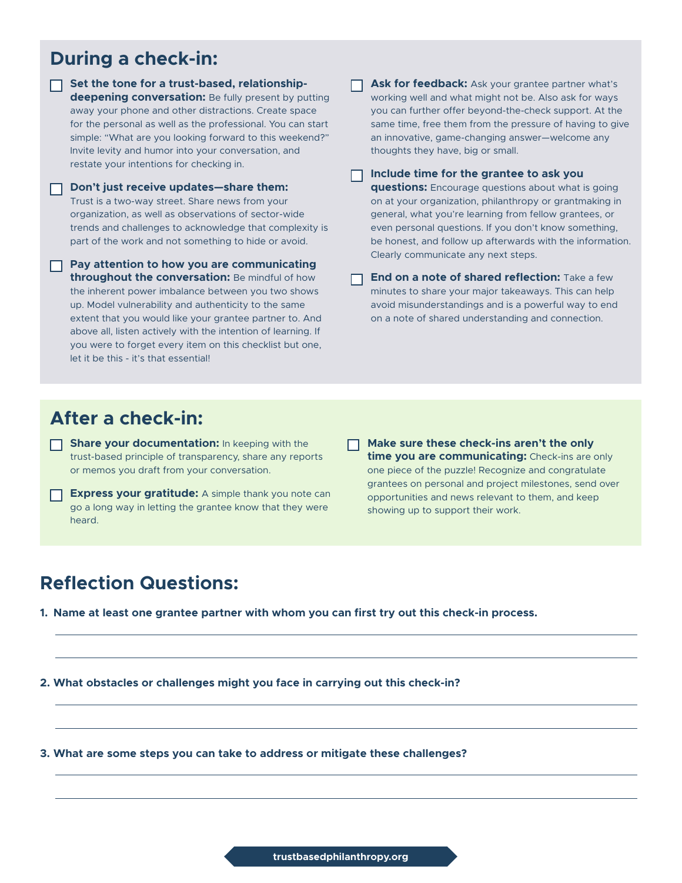## During a check-in:

- [ ] **Set the tone for a trust-based, relationship-deepening conversation:** Be fully present by putting away your phone and other distractions. Create space for the personal as well as the professional. You can start simple: "What are you looking forward to this weekend?" Invite levity and humor into your conversation, and restate your intentions for checking in.

- [ ] **Don't just receive updates—share them:** Trust is a two-way street. Share news from your organization, as well as observations of sector-wide trends and challenges to acknowledge that complexity is part of the work and not something to hide or avoid.

- [ ] **Pay attention to how you are communicating throughout the conversation:** Be mindful of how the inherent power imbalance between you two shows up. Model vulnerability and authenticity to the same extent that you would like your grantee partner to. And above all, listen actively with the intention of learning. If you were to forget every item on this checklist but one, let it be this - it's that essential!

- [ ] **Ask for feedback:** Ask your grantee partner what's working well and what might not be. Also ask for ways you can further offer beyond-the-check support. At the same time, free them from the pressure of having to give an innovative, game-changing answer—welcome any thoughts they have, big or small.

- [ ] **Include time for the grantee to ask you questions:** Encourage questions about what is going on at your organization, philanthropy or grantmaking in general, what you're learning from fellow grantees, or even personal questions. If you don't know something, be honest, and follow up afterwards with the information. Clearly communicate any next steps.

- [ ] **End on a note of shared reflection:** Take a few minutes to share your major takeaways. This can help avoid misunderstandings and is a powerful way to end on a note of shared understanding and connection.

## After a check-in:

- [ ] **Share your documentation:** In keeping with the trust-based principle of transparency, share any reports or memos you draft from your conversation.

- [ ] **Express your gratitude:** A simple thank you note can go a long way in letting the grantee know that they were heard.

- [ ] **Make sure these check-ins aren't the only time you are communicating:** Check-ins are only one piece of the puzzle! Recognize and congratulate grantees on personal and project milestones, send over opportunities and news relevant to them, and keep showing up to support their work.

## Reflection Questions:

1. **Name at least one grantee partner with whom you can first try out this check-in process.**

2. **What obstacles or challenges might you face in carrying out this check-in?**

3. **What are some steps you can take to address or mitigate these challenges?**

trustbasedphilanthropy.org